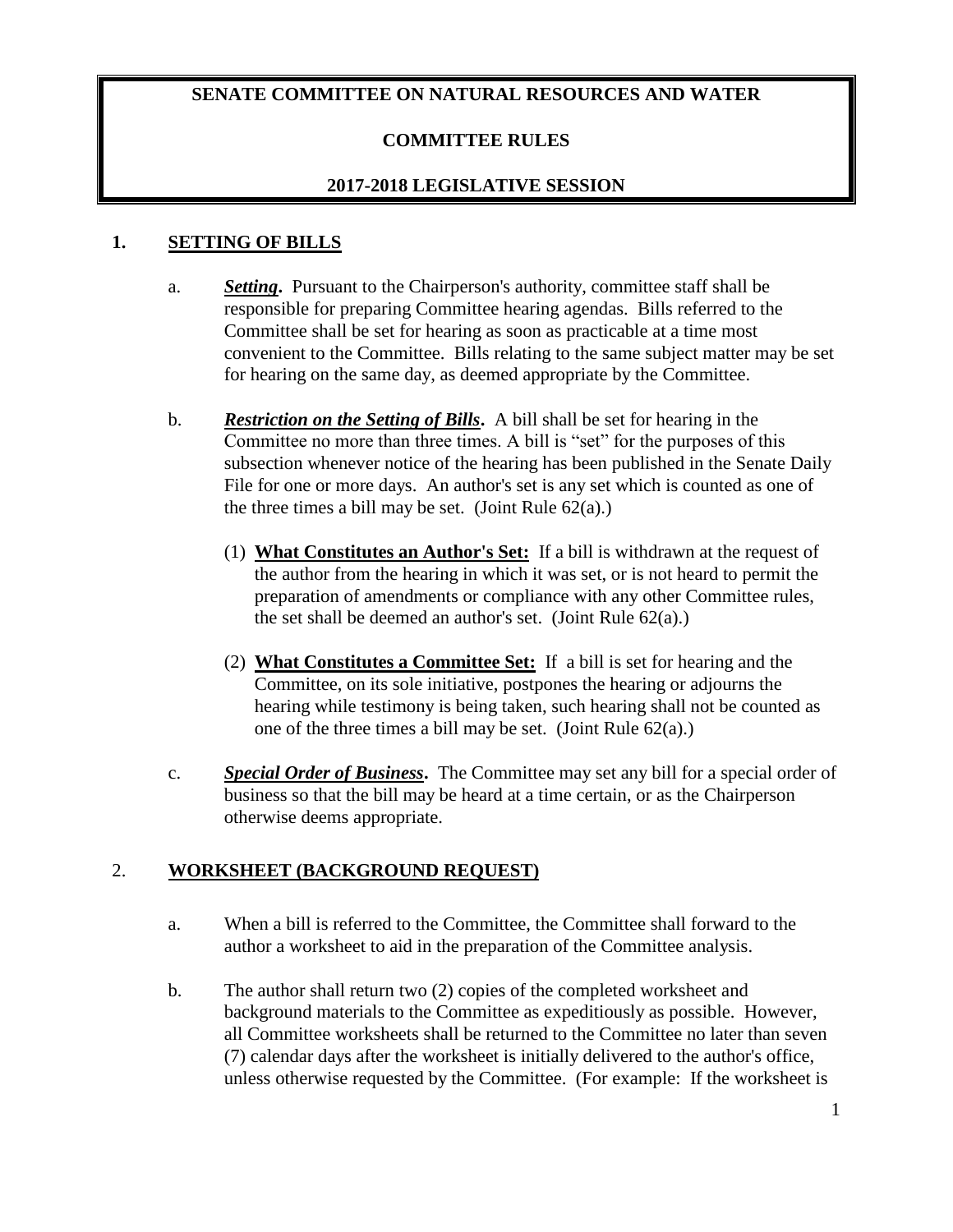# SENATE COMMITTEE ON NATURAL RESOURCES AND WATER

## COMMITTEE RULES

## 2017-2018 LEGISLATIVE SESSION

## 1. SETTING OF BILLS

a. ***Setting*.** Pursuant to the Chairperson's authority, committee staff shall be responsible for preparing Committee hearing agendas. Bills referred to the Committee shall be set for hearing as soon as practicable at a time most convenient to the Committee. Bills relating to the same subject matter may be set for hearing on the same day, as deemed appropriate by the Committee.

b. ***Restriction on the Setting of Bills*.** A bill shall be set for hearing in the Committee no more than three times. A bill is "set" for the purposes of this subsection whenever notice of the hearing has been published in the Senate Daily File for one or more days. An author's set is any set which is counted as one of the three times a bill may be set. (Joint Rule 62(a).)

   (1) **What Constitutes an Author's Set:** If a bill is withdrawn at the request of the author from the hearing in which it was set, or is not heard to permit the preparation of amendments or compliance with any other Committee rules, the set shall be deemed an author's set. (Joint Rule 62(a).)

   (2) **What Constitutes a Committee Set:** If a bill is set for hearing and the Committee, on its sole initiative, postpones the hearing or adjourns the hearing while testimony is being taken, such hearing shall not be counted as one of the three times a bill may be set. (Joint Rule 62(a).)

c. ***Special Order of Business*.** The Committee may set any bill for a special order of business so that the bill may be heard at a time certain, or as the Chairperson otherwise deems appropriate.

## 2. WORKSHEET (BACKGROUND REQUEST)

a. When a bill is referred to the Committee, the Committee shall forward to the author a worksheet to aid in the preparation of the Committee analysis.

b. The author shall return two (2) copies of the completed worksheet and background materials to the Committee as expeditiously as possible. However, all Committee worksheets shall be returned to the Committee no later than seven (7) calendar days after the worksheet is initially delivered to the author's office, unless otherwise requested by the Committee. (For example: If the worksheet is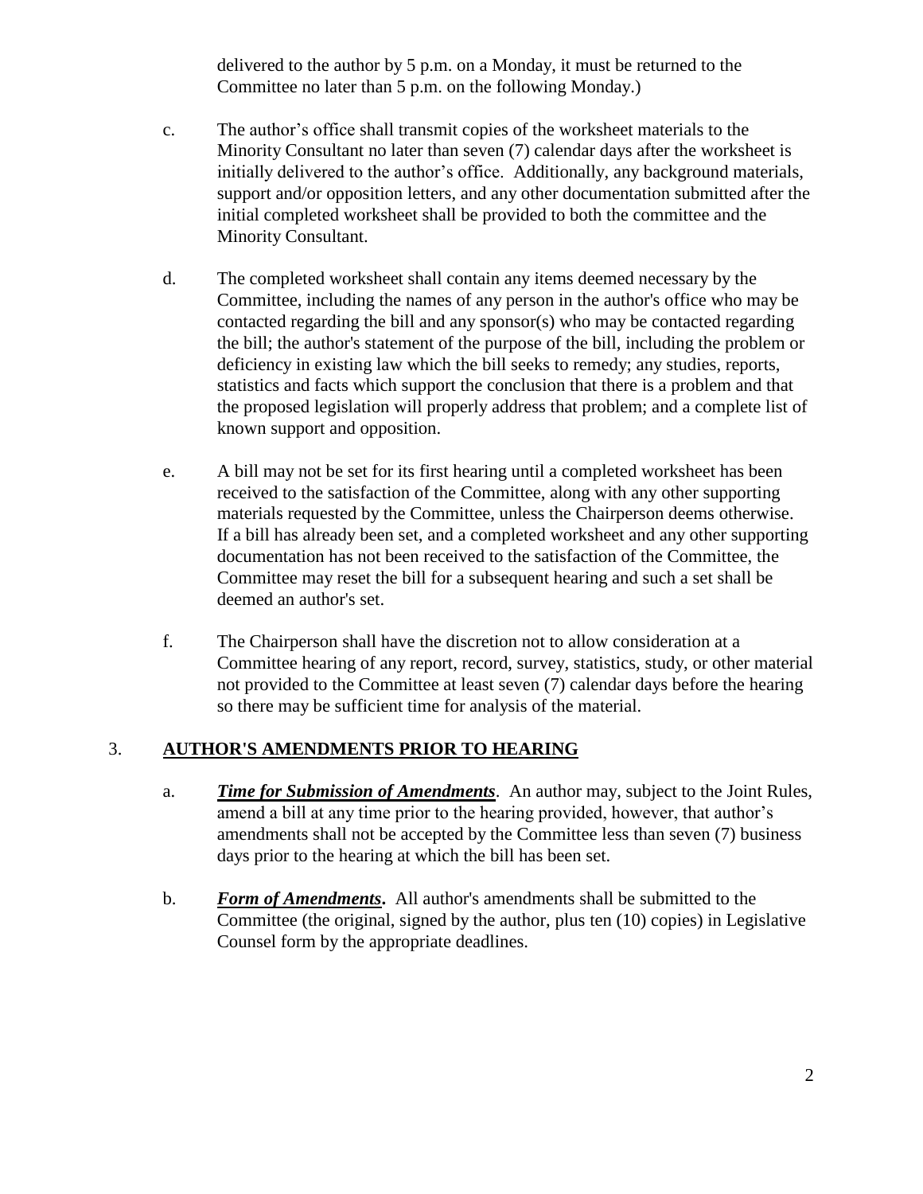delivered to the author by 5 p.m. on a Monday, it must be returned to the Committee no later than 5 p.m. on the following Monday.)

c. The author's office shall transmit copies of the worksheet materials to the Minority Consultant no later than seven (7) calendar days after the worksheet is initially delivered to the author's office. Additionally, any background materials, support and/or opposition letters, and any other documentation submitted after the initial completed worksheet shall be provided to both the committee and the Minority Consultant.

d. The completed worksheet shall contain any items deemed necessary by the Committee, including the names of any person in the author's office who may be contacted regarding the bill and any sponsor(s) who may be contacted regarding the bill; the author's statement of the purpose of the bill, including the problem or deficiency in existing law which the bill seeks to remedy; any studies, reports, statistics and facts which support the conclusion that there is a problem and that the proposed legislation will properly address that problem; and a complete list of known support and opposition.

e. A bill may not be set for its first hearing until a completed worksheet has been received to the satisfaction of the Committee, along with any other supporting materials requested by the Committee, unless the Chairperson deems otherwise. If a bill has already been set, and a completed worksheet and any other supporting documentation has not been received to the satisfaction of the Committee, the Committee may reset the bill for a subsequent hearing and such a set shall be deemed an author's set.

f. The Chairperson shall have the discretion not to allow consideration at a Committee hearing of any report, record, survey, statistics, study, or other material not provided to the Committee at least seven (7) calendar days before the hearing so there may be sufficient time for analysis of the material.

## 3. **AUTHOR'S AMENDMENTS PRIOR TO HEARING**

a. ***Time for Submission of Amendments***. An author may, subject to the Joint Rules, amend a bill at any time prior to the hearing provided, however, that author's amendments shall not be accepted by the Committee less than seven (7) business days prior to the hearing at which the bill has been set.

b. ***Form of Amendments*.** All author's amendments shall be submitted to the Committee (the original, signed by the author, plus ten (10) copies) in Legislative Counsel form by the appropriate deadlines.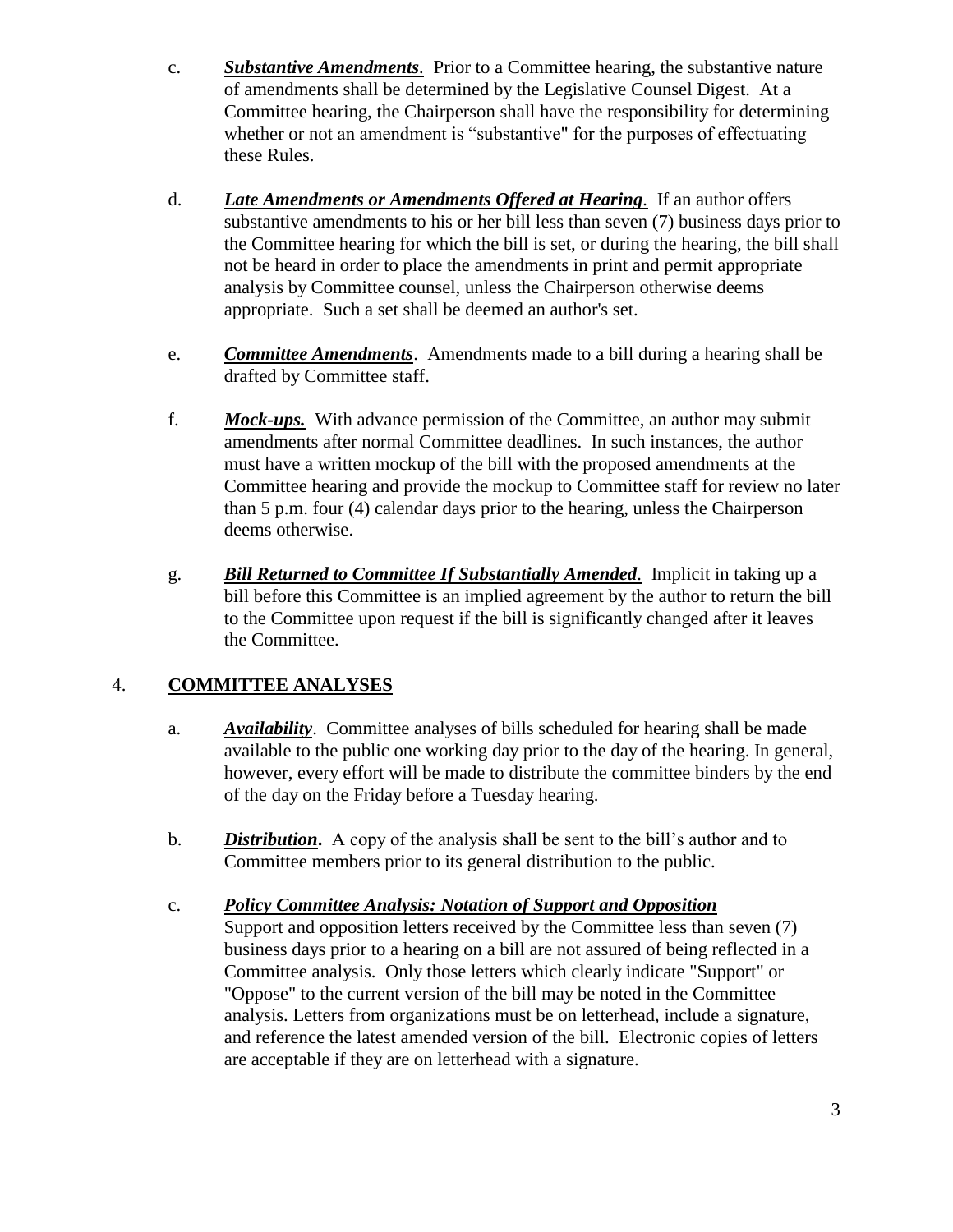c. ***Substantive Amendments***. Prior to a Committee hearing, the substantive nature of amendments shall be determined by the Legislative Counsel Digest. At a Committee hearing, the Chairperson shall have the responsibility for determining whether or not an amendment is "substantive" for the purposes of effectuating these Rules.

d. ***Late Amendments or Amendments Offered at Hearing***. If an author offers substantive amendments to his or her bill less than seven (7) business days prior to the Committee hearing for which the bill is set, or during the hearing, the bill shall not be heard in order to place the amendments in print and permit appropriate analysis by Committee counsel, unless the Chairperson otherwise deems appropriate. Such a set shall be deemed an author's set.

e. ***Committee Amendments***. Amendments made to a bill during a hearing shall be drafted by Committee staff.

f. ***Mock-ups.*** With advance permission of the Committee, an author may submit amendments after normal Committee deadlines. In such instances, the author must have a written mockup of the bill with the proposed amendments at the Committee hearing and provide the mockup to Committee staff for review no later than 5 p.m. four (4) calendar days prior to the hearing, unless the Chairperson deems otherwise.

g. ***Bill Returned to Committee If Substantially Amended***. Implicit in taking up a bill before this Committee is an implied agreement by the author to return the bill to the Committee upon request if the bill is significantly changed after it leaves the Committee.

## 4. COMMITTEE ANALYSES

a. ***Availability***. Committee analyses of bills scheduled for hearing shall be made available to the public one working day prior to the day of the hearing. In general, however, every effort will be made to distribute the committee binders by the end of the day on the Friday before a Tuesday hearing.

b. ***Distribution***. A copy of the analysis shall be sent to the bill's author and to Committee members prior to its general distribution to the public.

c. ***Policy Committee Analysis: Notation of Support and Opposition***
Support and opposition letters received by the Committee less than seven (7) business days prior to a hearing on a bill are not assured of being reflected in a Committee analysis. Only those letters which clearly indicate "Support" or "Oppose" to the current version of the bill may be noted in the Committee analysis. Letters from organizations must be on letterhead, include a signature, and reference the latest amended version of the bill. Electronic copies of letters are acceptable if they are on letterhead with a signature.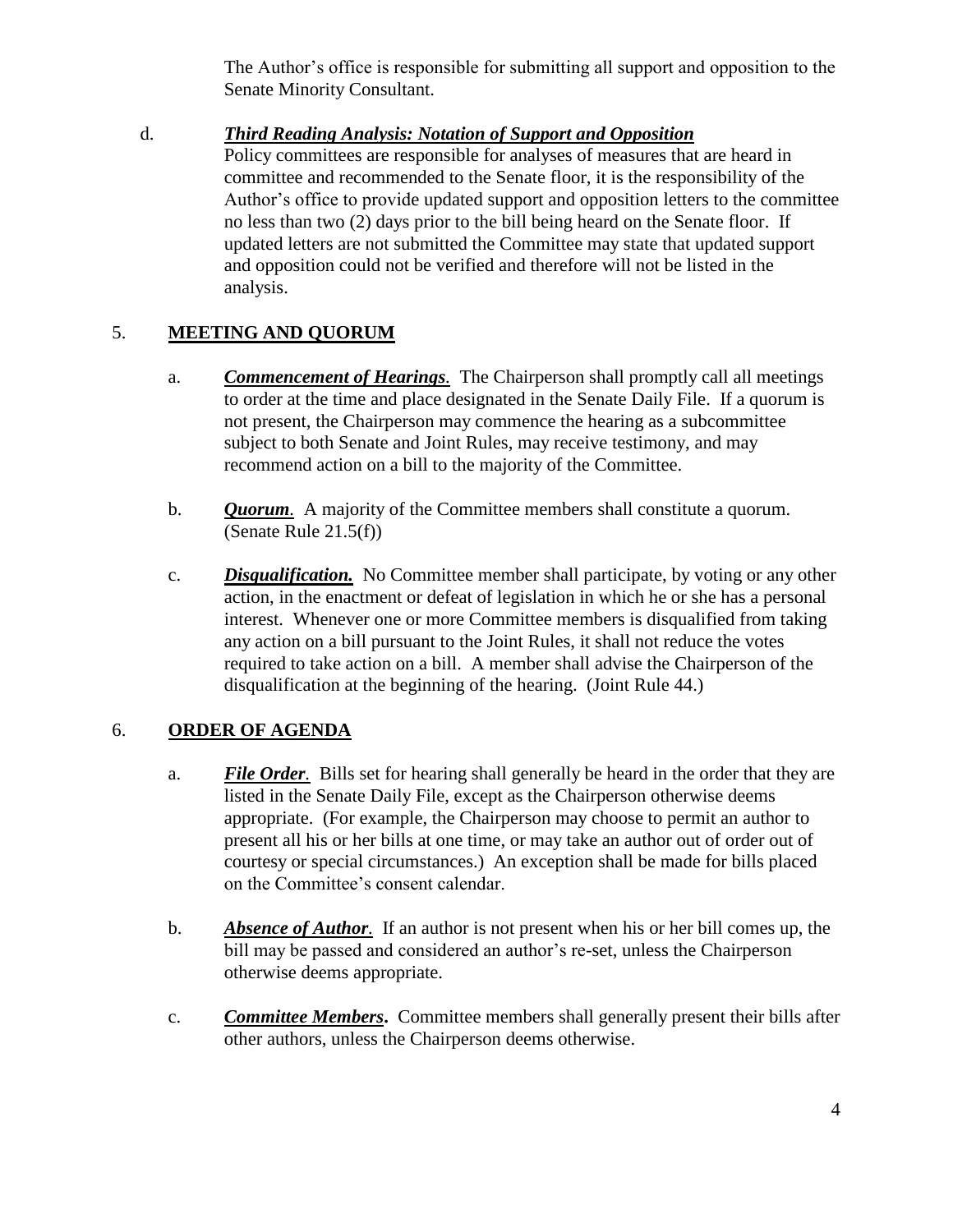The Author's office is responsible for submitting all support and opposition to the Senate Minority Consultant.

d. ***Third Reading Analysis: Notation of Support and Opposition***
Policy committees are responsible for analyses of measures that are heard in committee and recommended to the Senate floor, it is the responsibility of the Author's office to provide updated support and opposition letters to the committee no less than two (2) days prior to the bill being heard on the Senate floor. If updated letters are not submitted the Committee may state that updated support and opposition could not be verified and therefore will not be listed in the analysis.

## 5. MEETING AND QUORUM

a. ***Commencement of Hearings***. The Chairperson shall promptly call all meetings to order at the time and place designated in the Senate Daily File. If a quorum is not present, the Chairperson may commence the hearing as a subcommittee subject to both Senate and Joint Rules, may receive testimony, and may recommend action on a bill to the majority of the Committee.

b. ***Quorum***. A majority of the Committee members shall constitute a quorum. (Senate Rule 21.5(f))

c. ***Disqualification.*** No Committee member shall participate, by voting or any other action, in the enactment or defeat of legislation in which he or she has a personal interest. Whenever one or more Committee members is disqualified from taking any action on a bill pursuant to the Joint Rules, it shall not reduce the votes required to take action on a bill. A member shall advise the Chairperson of the disqualification at the beginning of the hearing. (Joint Rule 44.)

## 6. ORDER OF AGENDA

a. ***File Order***. Bills set for hearing shall generally be heard in the order that they are listed in the Senate Daily File, except as the Chairperson otherwise deems appropriate. (For example, the Chairperson may choose to permit an author to present all his or her bills at one time, or may take an author out of order out of courtesy or special circumstances.) An exception shall be made for bills placed on the Committee's consent calendar.

b. ***Absence of Author***. If an author is not present when his or her bill comes up, the bill may be passed and considered an author's re-set, unless the Chairperson otherwise deems appropriate.

c. ***Committee Members***. Committee members shall generally present their bills after other authors, unless the Chairperson deems otherwise.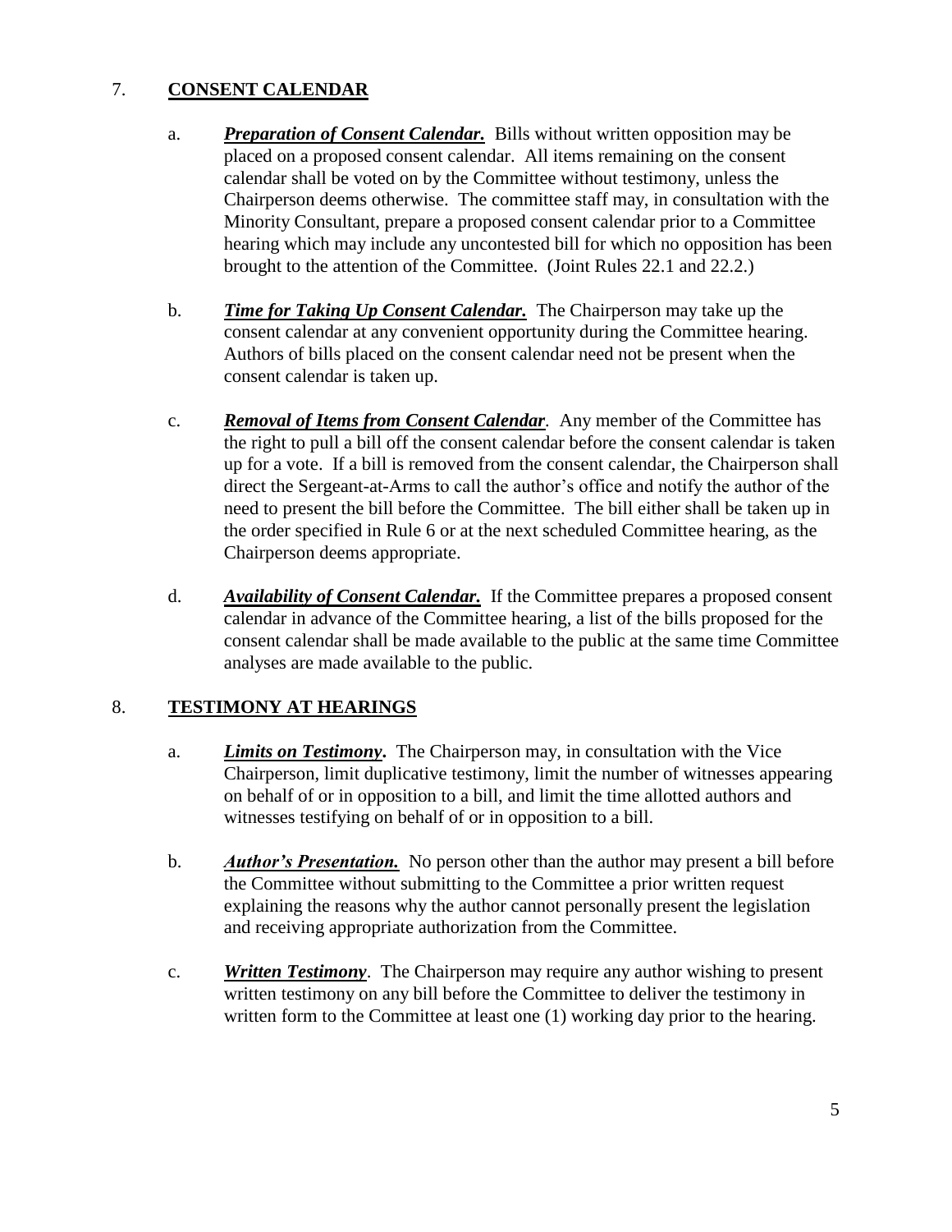## 7. **CONSENT CALENDAR**

a. ***Preparation of Consent Calendar.*** Bills without written opposition may be placed on a proposed consent calendar. All items remaining on the consent calendar shall be voted on by the Committee without testimony, unless the Chairperson deems otherwise. The committee staff may, in consultation with the Minority Consultant, prepare a proposed consent calendar prior to a Committee hearing which may include any uncontested bill for which no opposition has been brought to the attention of the Committee. (Joint Rules 22.1 and 22.2.)

b. ***Time for Taking Up Consent Calendar.*** The Chairperson may take up the consent calendar at any convenient opportunity during the Committee hearing. Authors of bills placed on the consent calendar need not be present when the consent calendar is taken up.

c. ***Removal of Items from Consent Calendar***. Any member of the Committee has the right to pull a bill off the consent calendar before the consent calendar is taken up for a vote. If a bill is removed from the consent calendar, the Chairperson shall direct the Sergeant-at-Arms to call the author's office and notify the author of the need to present the bill before the Committee. The bill either shall be taken up in the order specified in Rule 6 or at the next scheduled Committee hearing, as the Chairperson deems appropriate.

d. ***Availability of Consent Calendar.*** If the Committee prepares a proposed consent calendar in advance of the Committee hearing, a list of the bills proposed for the consent calendar shall be made available to the public at the same time Committee analyses are made available to the public.

## 8. **TESTIMONY AT HEARINGS**

a. ***Limits on Testimony*.** The Chairperson may, in consultation with the Vice Chairperson, limit duplicative testimony, limit the number of witnesses appearing on behalf of or in opposition to a bill, and limit the time allotted authors and witnesses testifying on behalf of or in opposition to a bill.

b. ***Author's Presentation.*** No person other than the author may present a bill before the Committee without submitting to the Committee a prior written request explaining the reasons why the author cannot personally present the legislation and receiving appropriate authorization from the Committee.

c. ***Written Testimony***. The Chairperson may require any author wishing to present written testimony on any bill before the Committee to deliver the testimony in written form to the Committee at least one (1) working day prior to the hearing.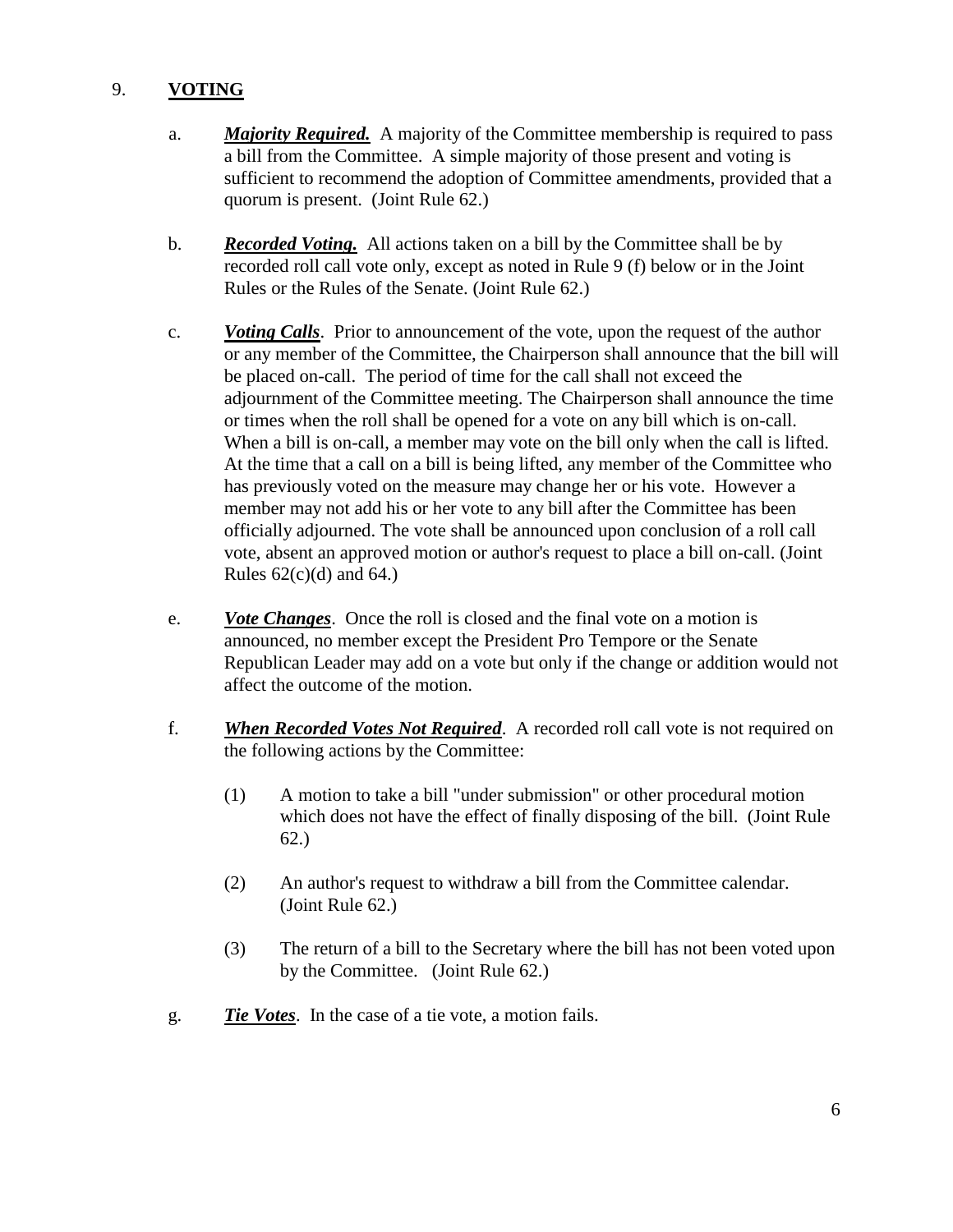## 9. VOTING

a. ***Majority Required.*** A majority of the Committee membership is required to pass a bill from the Committee. A simple majority of those present and voting is sufficient to recommend the adoption of Committee amendments, provided that a quorum is present. (Joint Rule 62.)

b. ***Recorded Voting.*** All actions taken on a bill by the Committee shall be by recorded roll call vote only, except as noted in Rule 9 (f) below or in the Joint Rules or the Rules of the Senate. (Joint Rule 62.)

c. ***Voting Calls***. Prior to announcement of the vote, upon the request of the author or any member of the Committee, the Chairperson shall announce that the bill will be placed on-call. The period of time for the call shall not exceed the adjournment of the Committee meeting. The Chairperson shall announce the time or times when the roll shall be opened for a vote on any bill which is on-call. When a bill is on-call, a member may vote on the bill only when the call is lifted. At the time that a call on a bill is being lifted, any member of the Committee who has previously voted on the measure may change her or his vote. However a member may not add his or her vote to any bill after the Committee has been officially adjourned. The vote shall be announced upon conclusion of a roll call vote, absent an approved motion or author's request to place a bill on-call. (Joint Rules 62(c)(d) and 64.)

e. ***Vote Changes***. Once the roll is closed and the final vote on a motion is announced, no member except the President Pro Tempore or the Senate Republican Leader may add on a vote but only if the change or addition would not affect the outcome of the motion.

f. ***When Recorded Votes Not Required***. A recorded roll call vote is not required on the following actions by the Committee:

(1) A motion to take a bill "under submission" or other procedural motion which does not have the effect of finally disposing of the bill. (Joint Rule 62.)

(2) An author's request to withdraw a bill from the Committee calendar. (Joint Rule 62.)

(3) The return of a bill to the Secretary where the bill has not been voted upon by the Committee. (Joint Rule 62.)

g. ***Tie Votes***. In the case of a tie vote, a motion fails.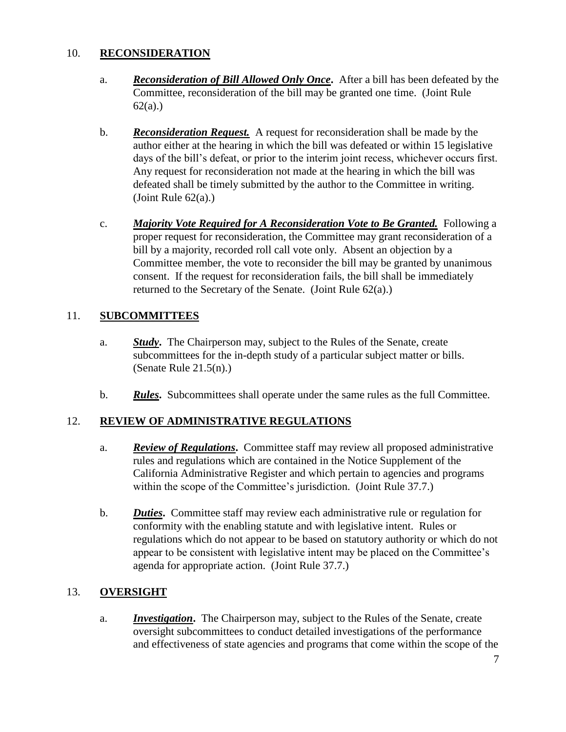## 10. RECONSIDERATION

a. ***Reconsideration of Bill Allowed Only Once*.** After a bill has been defeated by the Committee, reconsideration of the bill may be granted one time. (Joint Rule 62(a).)

b. ***Reconsideration Request.*** A request for reconsideration shall be made by the author either at the hearing in which the bill was defeated or within 15 legislative days of the bill's defeat, or prior to the interim joint recess, whichever occurs first. Any request for reconsideration not made at the hearing in which the bill was defeated shall be timely submitted by the author to the Committee in writing. (Joint Rule 62(a).)

c. ***Majority Vote Required for A Reconsideration Vote to Be Granted.*** Following a proper request for reconsideration, the Committee may grant reconsideration of a bill by a majority, recorded roll call vote only. Absent an objection by a Committee member, the vote to reconsider the bill may be granted by unanimous consent. If the request for reconsideration fails, the bill shall be immediately returned to the Secretary of the Senate. (Joint Rule 62(a).)

## 11. SUBCOMMITTEES

a. ***Study*.** The Chairperson may, subject to the Rules of the Senate, create subcommittees for the in-depth study of a particular subject matter or bills. (Senate Rule 21.5(n).)

b. ***Rules*.** Subcommittees shall operate under the same rules as the full Committee.

## 12. REVIEW OF ADMINISTRATIVE REGULATIONS

a. ***Review of Regulations*.** Committee staff may review all proposed administrative rules and regulations which are contained in the Notice Supplement of the California Administrative Register and which pertain to agencies and programs within the scope of the Committee's jurisdiction. (Joint Rule 37.7.)

b. ***Duties*.** Committee staff may review each administrative rule or regulation for conformity with the enabling statute and with legislative intent. Rules or regulations which do not appear to be based on statutory authority or which do not appear to be consistent with legislative intent may be placed on the Committee's agenda for appropriate action. (Joint Rule 37.7.)

## 13. OVERSIGHT

a. ***Investigation*.** The Chairperson may, subject to the Rules of the Senate, create oversight subcommittees to conduct detailed investigations of the performance and effectiveness of state agencies and programs that come within the scope of the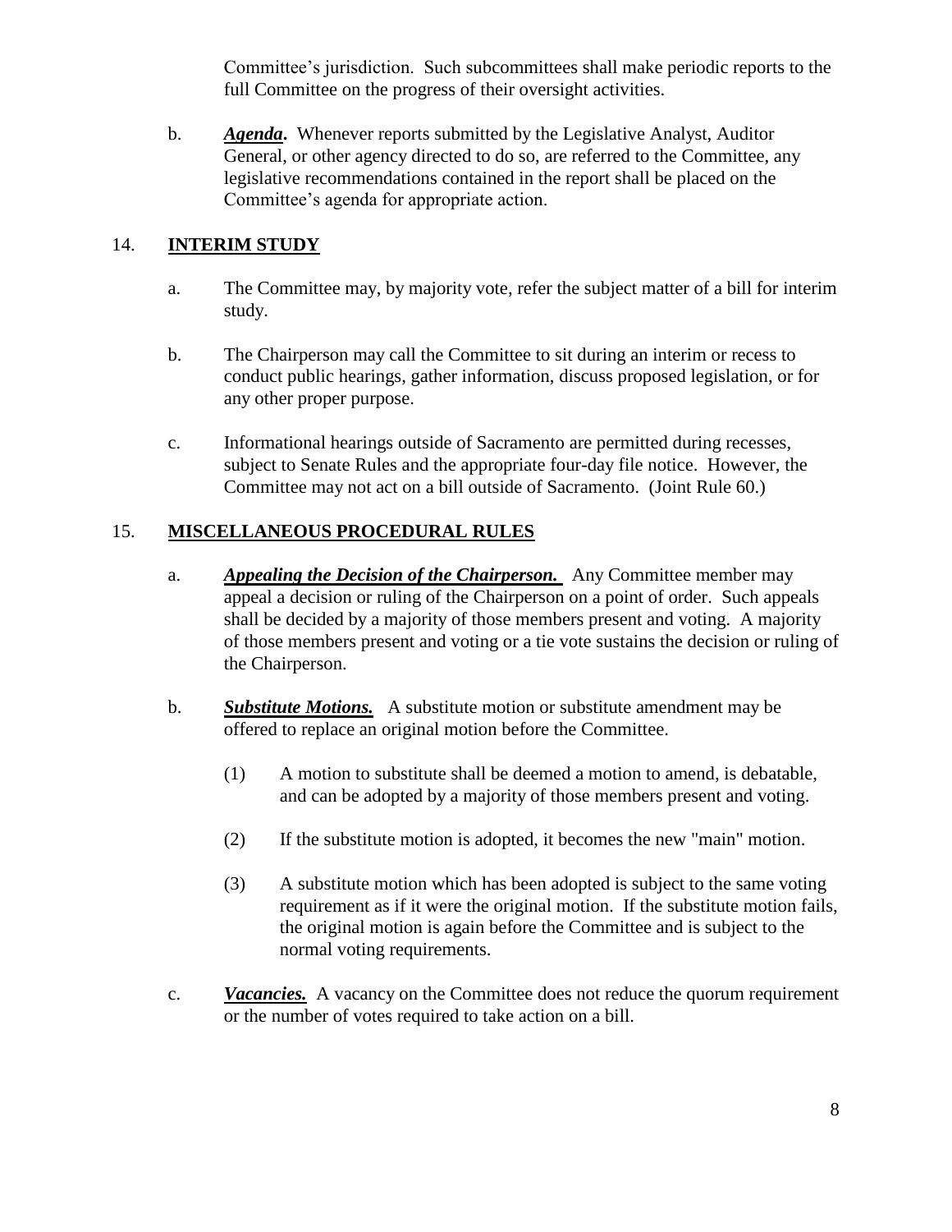Committee's jurisdiction. Such subcommittees shall make periodic reports to the full Committee on the progress of their oversight activities.

b. ***Agenda***. Whenever reports submitted by the Legislative Analyst, Auditor General, or other agency directed to do so, are referred to the Committee, any legislative recommendations contained in the report shall be placed on the Committee's agenda for appropriate action.

## 14. **INTERIM STUDY**

a. The Committee may, by majority vote, refer the subject matter of a bill for interim study.

b. The Chairperson may call the Committee to sit during an interim or recess to conduct public hearings, gather information, discuss proposed legislation, or for any other proper purpose.

c. Informational hearings outside of Sacramento are permitted during recesses, subject to Senate Rules and the appropriate four-day file notice. However, the Committee may not act on a bill outside of Sacramento. (Joint Rule 60.)

## 15. **MISCELLANEOUS PROCEDURAL RULES**

a. ***Appealing the Decision of the Chairperson.*** Any Committee member may appeal a decision or ruling of the Chairperson on a point of order. Such appeals shall be decided by a majority of those members present and voting. A majority of those members present and voting or a tie vote sustains the decision or ruling of the Chairperson.

b. ***Substitute Motions.*** A substitute motion or substitute amendment may be offered to replace an original motion before the Committee.

(1) A motion to substitute shall be deemed a motion to amend, is debatable, and can be adopted by a majority of those members present and voting.

(2) If the substitute motion is adopted, it becomes the new "main" motion.

(3) A substitute motion which has been adopted is subject to the same voting requirement as if it were the original motion. If the substitute motion fails, the original motion is again before the Committee and is subject to the normal voting requirements.

c. ***Vacancies.*** A vacancy on the Committee does not reduce the quorum requirement or the number of votes required to take action on a bill.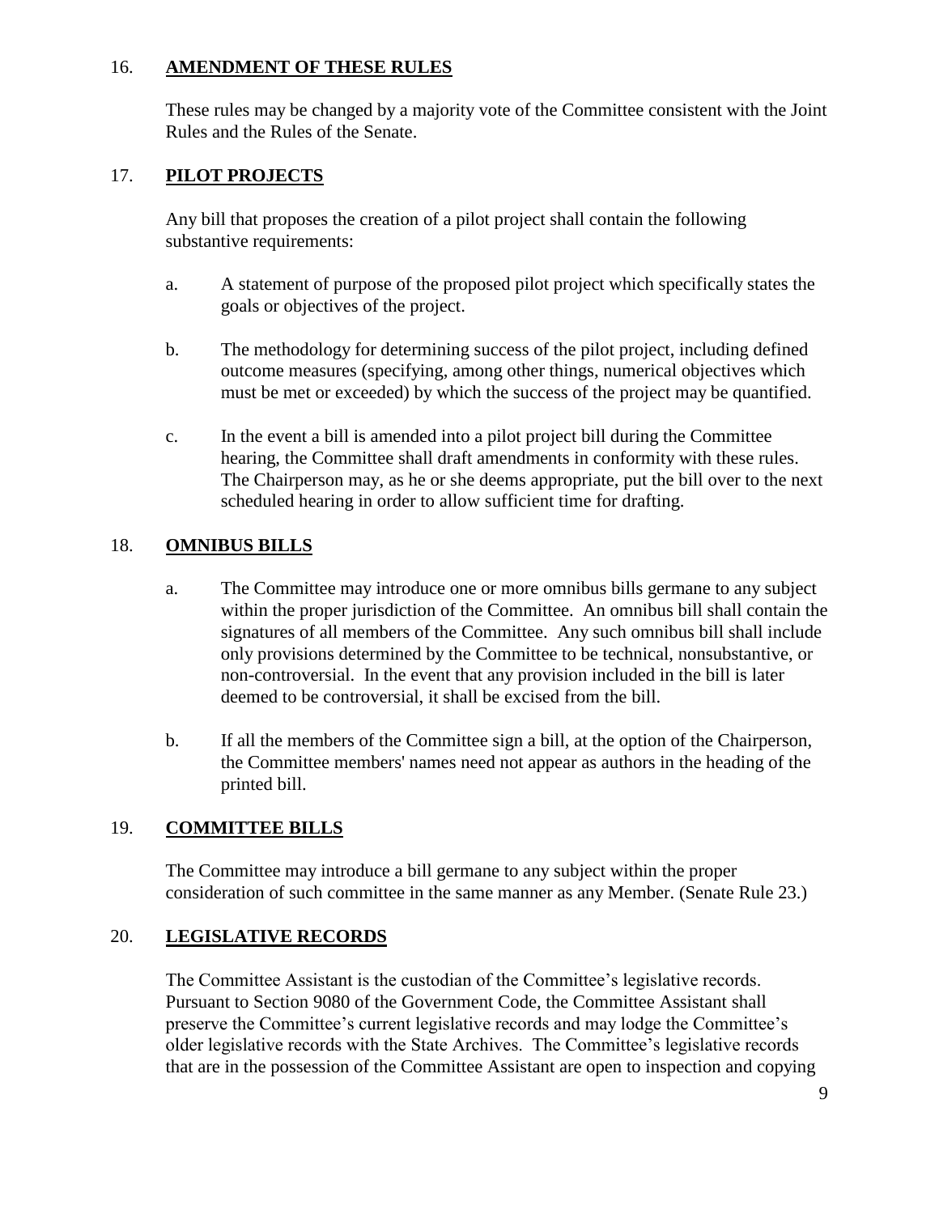## 16. **AMENDMENT OF THESE RULES**

These rules may be changed by a majority vote of the Committee consistent with the Joint Rules and the Rules of the Senate.

## 17. **PILOT PROJECTS**

Any bill that proposes the creation of a pilot project shall contain the following substantive requirements:

a. A statement of purpose of the proposed pilot project which specifically states the goals or objectives of the project.

b. The methodology for determining success of the pilot project, including defined outcome measures (specifying, among other things, numerical objectives which must be met or exceeded) by which the success of the project may be quantified.

c. In the event a bill is amended into a pilot project bill during the Committee hearing, the Committee shall draft amendments in conformity with these rules. The Chairperson may, as he or she deems appropriate, put the bill over to the next scheduled hearing in order to allow sufficient time for drafting.

## 18. **OMNIBUS BILLS**

a. The Committee may introduce one or more omnibus bills germane to any subject within the proper jurisdiction of the Committee. An omnibus bill shall contain the signatures of all members of the Committee. Any such omnibus bill shall include only provisions determined by the Committee to be technical, nonsubstantive, or non-controversial. In the event that any provision included in the bill is later deemed to be controversial, it shall be excised from the bill.

b. If all the members of the Committee sign a bill, at the option of the Chairperson, the Committee members' names need not appear as authors in the heading of the printed bill.

## 19. **COMMITTEE BILLS**

The Committee may introduce a bill germane to any subject within the proper consideration of such committee in the same manner as any Member. (Senate Rule 23.)

## 20. **LEGISLATIVE RECORDS**

The Committee Assistant is the custodian of the Committee's legislative records. Pursuant to Section 9080 of the Government Code, the Committee Assistant shall preserve the Committee's current legislative records and may lodge the Committee's older legislative records with the State Archives. The Committee's legislative records that are in the possession of the Committee Assistant are open to inspection and copying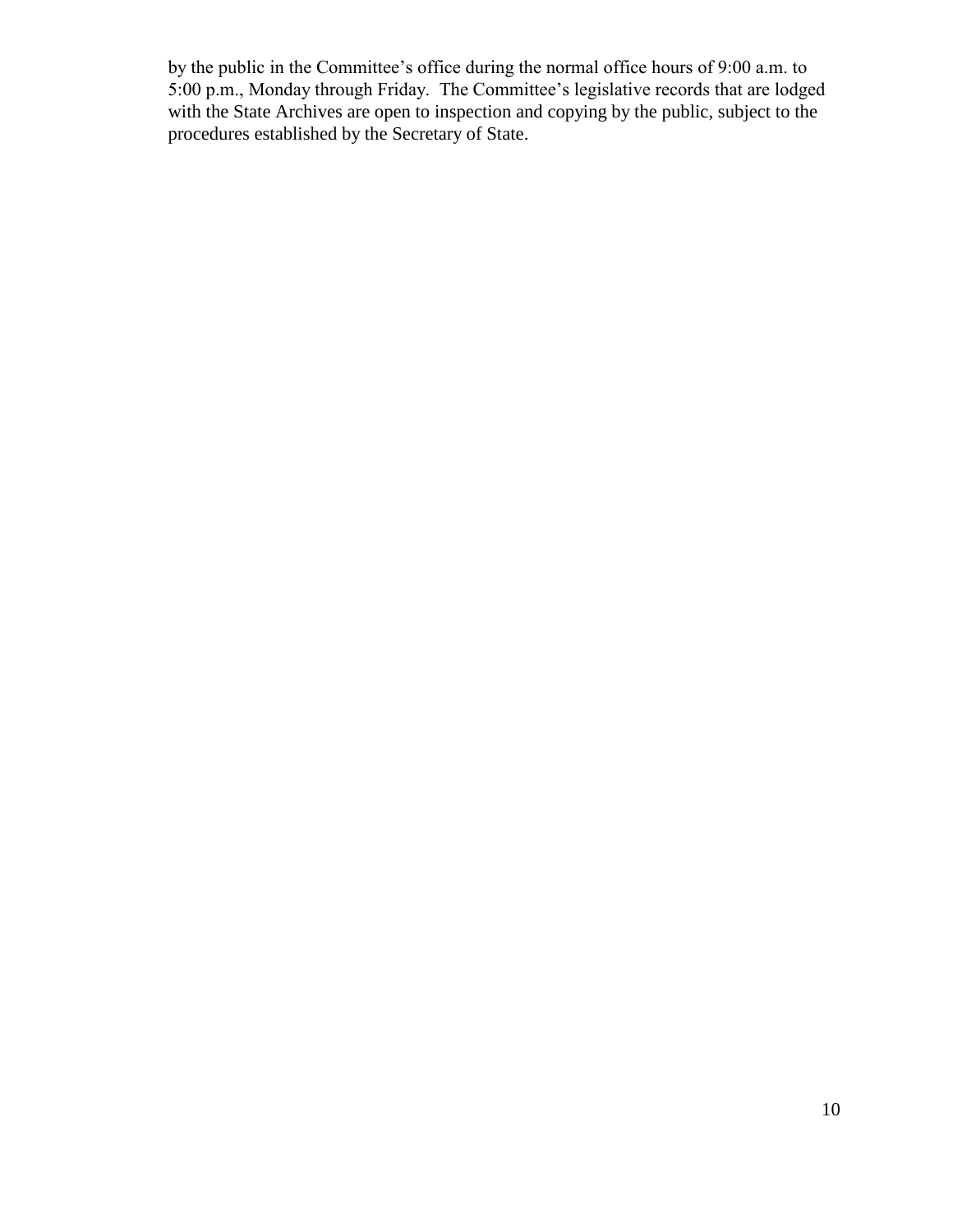by the public in the Committee's office during the normal office hours of 9:00 a.m. to 5:00 p.m., Monday through Friday. The Committee's legislative records that are lodged with the State Archives are open to inspection and copying by the public, subject to the procedures established by the Secretary of State.